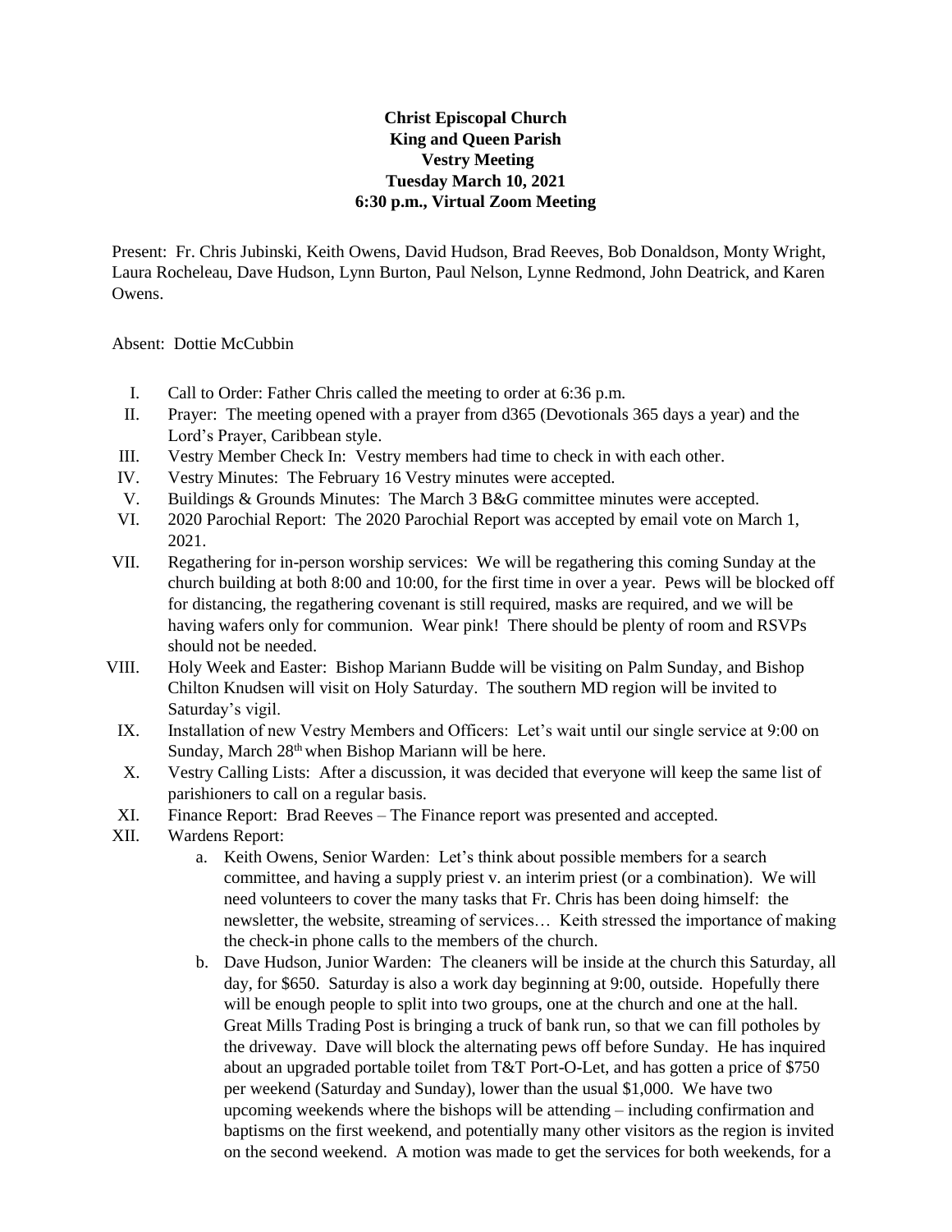**Christ Episcopal Church**
**King and Queen Parish**
**Vestry Meeting**
**Tuesday March 10, 2021**
**6:30 p.m., Virtual Zoom Meeting**

Present: Fr. Chris Jubinski, Keith Owens, David Hudson, Brad Reeves, Bob Donaldson, Monty Wright, Laura Rocheleau, Dave Hudson, Lynn Burton, Paul Nelson, Lynne Redmond, John Deatrick, and Karen Owens.

Absent: Dottie McCubbin

I. Call to Order: Father Chris called the meeting to order at 6:36 p.m.
II. Prayer: The meeting opened with a prayer from d365 (Devotionals 365 days a year) and the Lord's Prayer, Caribbean style.
III. Vestry Member Check In: Vestry members had time to check in with each other.
IV. Vestry Minutes: The February 16 Vestry minutes were accepted.
V. Buildings & Grounds Minutes: The March 3 B&G committee minutes were accepted.
VI. 2020 Parochial Report: The 2020 Parochial Report was accepted by email vote on March 1, 2021.
VII. Regathering for in-person worship services: We will be regathering this coming Sunday at the church building at both 8:00 and 10:00, for the first time in over a year. Pews will be blocked off for distancing, the regathering covenant is still required, masks are required, and we will be having wafers only for communion. Wear pink! There should be plenty of room and RSVPs should not be needed.
VIII. Holy Week and Easter: Bishop Mariann Budde will be visiting on Palm Sunday, and Bishop Chilton Knudsen will visit on Holy Saturday. The southern MD region will be invited to Saturday's vigil.
IX. Installation of new Vestry Members and Officers: Let's wait until our single service at 9:00 on Sunday, March 28th when Bishop Mariann will be here.
X. Vestry Calling Lists: After a discussion, it was decided that everyone will keep the same list of parishioners to call on a regular basis.
XI. Finance Report: Brad Reeves – The Finance report was presented and accepted.
XII. Wardens Report:
    a. Keith Owens, Senior Warden: Let's think about possible members for a search committee, and having a supply priest v. an interim priest (or a combination). We will need volunteers to cover the many tasks that Fr. Chris has been doing himself: the newsletter, the website, streaming of services… Keith stressed the importance of making the check-in phone calls to the members of the church.
    b. Dave Hudson, Junior Warden: The cleaners will be inside at the church this Saturday, all day, for $650. Saturday is also a work day beginning at 9:00, outside. Hopefully there will be enough people to split into two groups, one at the church and one at the hall. Great Mills Trading Post is bringing a truck of bank run, so that we can fill potholes by the driveway. Dave will block the alternating pews off before Sunday. He has inquired about an upgraded portable toilet from T&T Port-O-Let, and has gotten a price of $750 per weekend (Saturday and Sunday), lower than the usual $1,000. We have two upcoming weekends where the bishops will be attending – including confirmation and baptisms on the first weekend, and potentially many other visitors as the region is invited on the second weekend. A motion was made to get the services for both weekends, for a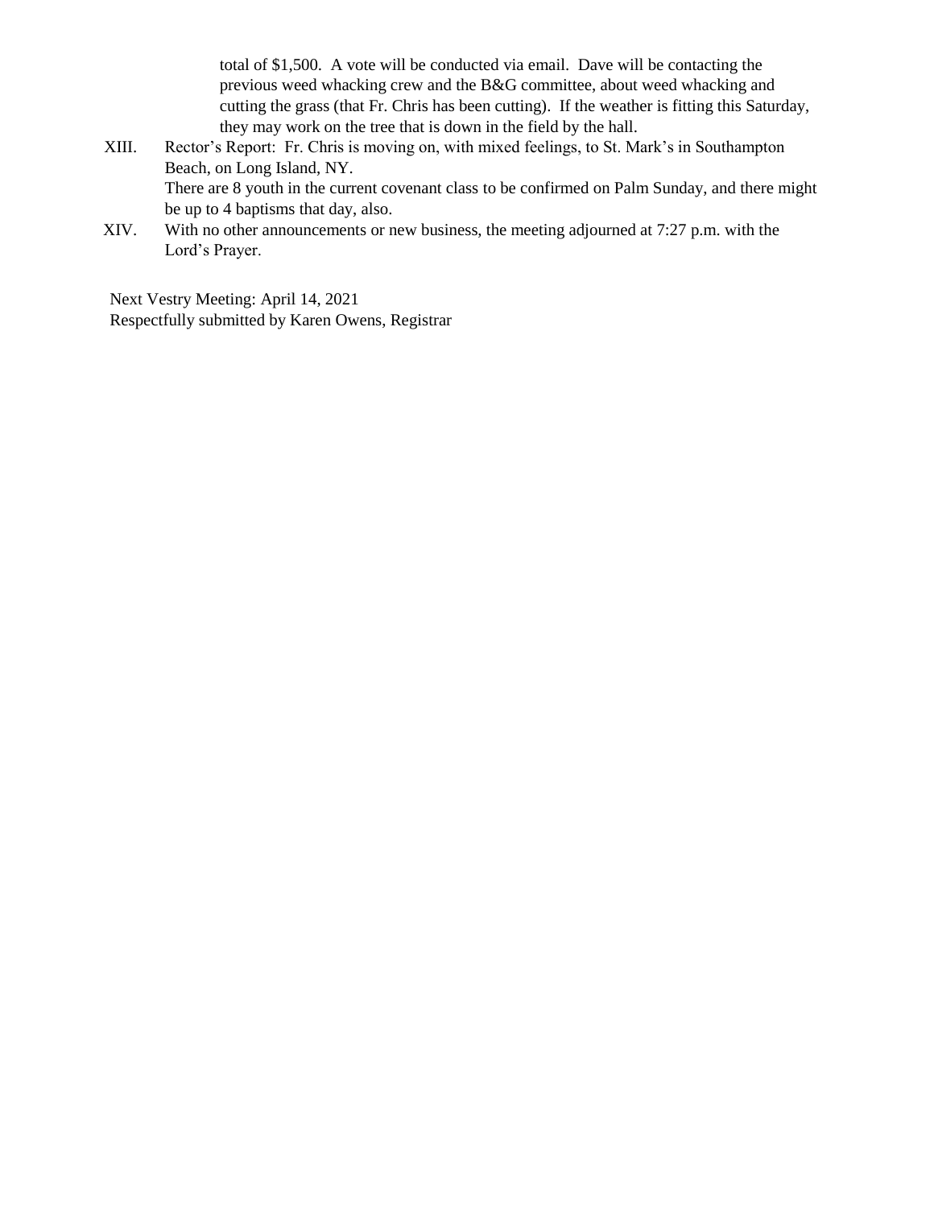total of $1,500. A vote will be conducted via email. Dave will be contacting the previous weed whacking crew and the B&G committee, about weed whacking and cutting the grass (that Fr. Chris has been cutting). If the weather is fitting this Saturday, they may work on the tree that is down in the field by the hall.

XIII. Rector's Report: Fr. Chris is moving on, with mixed feelings, to St. Mark's in Southampton Beach, on Long Island, NY.
There are 8 youth in the current covenant class to be confirmed on Palm Sunday, and there might be up to 4 baptisms that day, also.

XIV. With no other announcements or new business, the meeting adjourned at 7:27 p.m. with the Lord's Prayer.

Next Vestry Meeting: April 14, 2021
Respectfully submitted by Karen Owens, Registrar